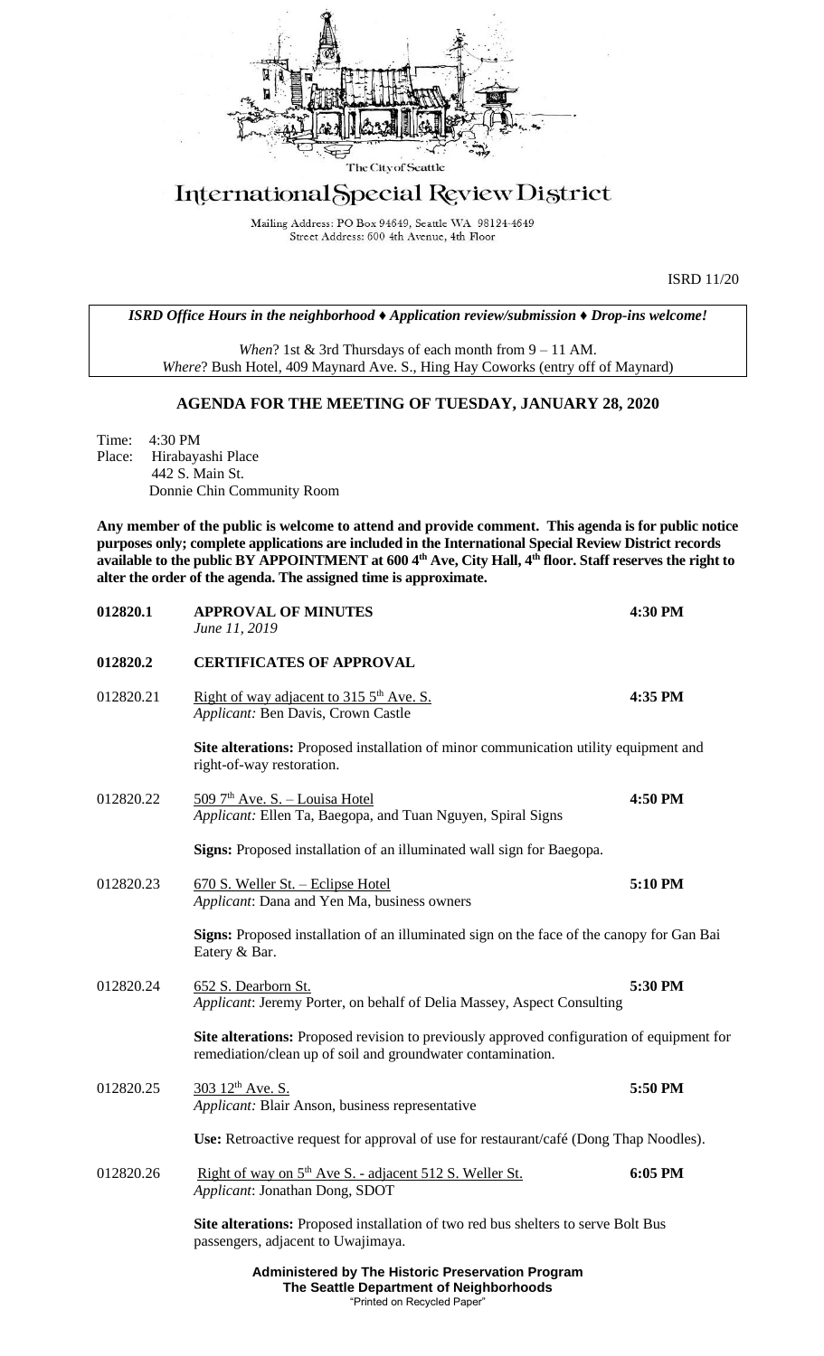The City of Seattle

# International Special Review District

Mailing Address: PO Box 94649, Seattle WA 98124-4649
Street Address: 600 4th Avenue, 4th Floor

ISRD 11/20

***ISRD Office Hours in the neighborhood ♦ Application review/submission ♦ Drop-ins welcome!***

*When*? 1st & 3rd Thursdays of each month from 9 – 11 AM.
*Where*? Bush Hotel, 409 Maynard Ave. S., Hing Hay Coworks (entry off of Maynard)

## AGENDA FOR THE MEETING OF TUESDAY, JANUARY 28, 2020

Time: 4:30 PM
Place: Hirabayashi Place
442 S. Main St.
Donnie Chin Community Room

**Any member of the public is welcome to attend and provide comment. This agenda is for public notice purposes only; complete applications are included in the International Special Review District records available to the public BY APPOINTMENT at 600 4th Ave, City Hall, 4th floor. Staff reserves the right to alter the order of the agenda. The assigned time is approximate.**

**012820.1 APPROVAL OF MINUTES** **4:30 PM**
*June 11, 2019*

**012820.2 CERTIFICATES OF APPROVAL**

012820.21 Right of way adjacent to 315 5th Ave. S. **4:35 PM**
*Applicant:* Ben Davis, Crown Castle

**Site alterations:** Proposed installation of minor communication utility equipment and right-of-way restoration.

012820.22 509 7th Ave. S. – Louisa Hotel **4:50 PM**
*Applicant:* Ellen Ta, Baegopa, and Tuan Nguyen, Spiral Signs

**Signs:** Proposed installation of an illuminated wall sign for Baegopa.

012820.23 670 S. Weller St. – Eclipse Hotel **5:10 PM**
*Applicant*: Dana and Yen Ma, business owners

**Signs:** Proposed installation of an illuminated sign on the face of the canopy for Gan Bai Eatery & Bar.

012820.24 652 S. Dearborn St. **5:30 PM**
*Applicant*: Jeremy Porter, on behalf of Delia Massey, Aspect Consulting

**Site alterations:** Proposed revision to previously approved configuration of equipment for remediation/clean up of soil and groundwater contamination.

012820.25 303 12th Ave. S. **5:50 PM**
*Applicant:* Blair Anson, business representative

**Use:** Retroactive request for approval of use for restaurant/café (Dong Thap Noodles).

012820.26 Right of way on 5th Ave S. - adjacent 512 S. Weller St. **6:05 PM**
*Applicant*: Jonathan Dong, SDOT

**Site alterations:** Proposed installation of two red bus shelters to serve Bolt Bus passengers, adjacent to Uwajimaya.

**Administered by The Historic Preservation Program**
**The Seattle Department of Neighborhoods**
"Printed on Recycled Paper"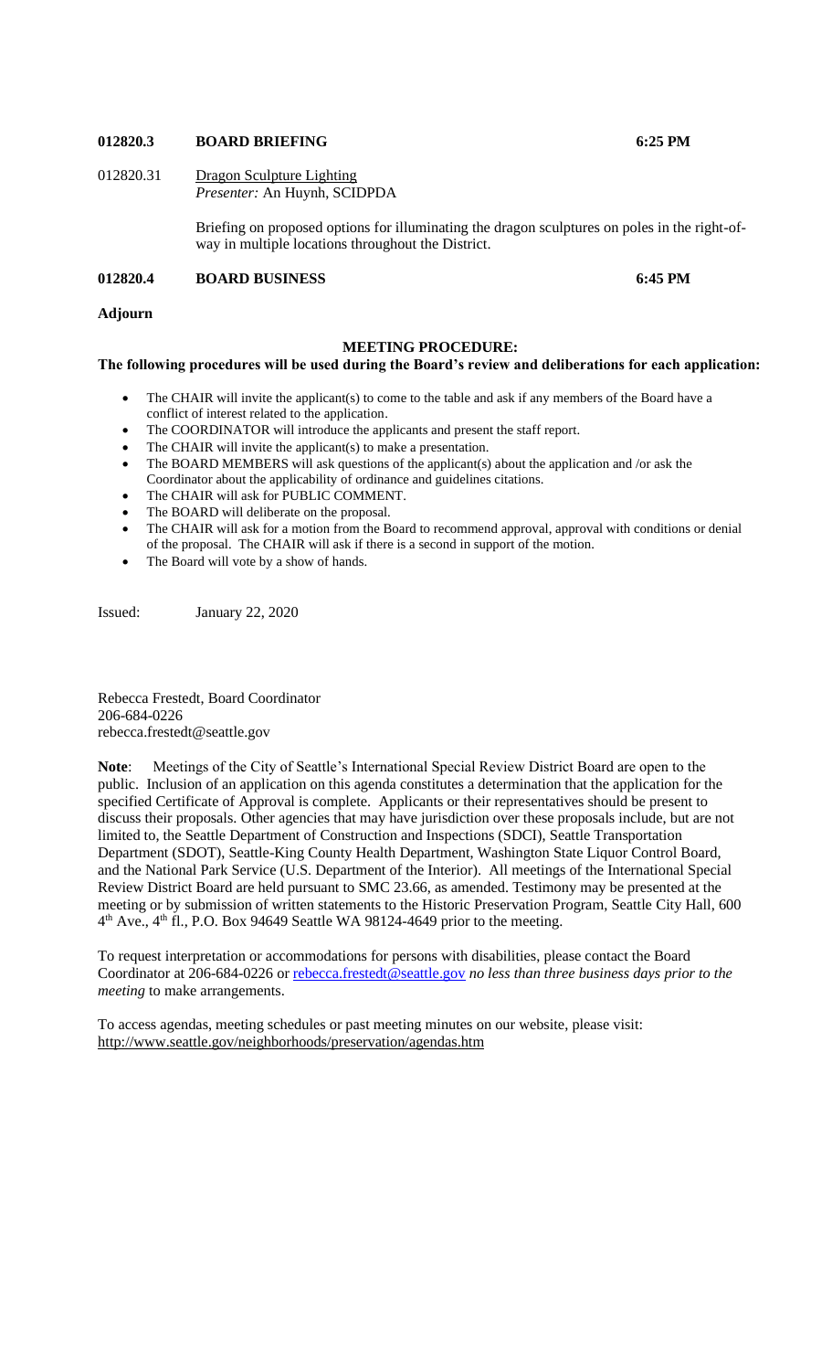**012820.3 BOARD BRIEFING 6:25 PM**

012820.31 Dragon Sculpture Lighting
*Presenter:* An Huynh, SCIDPDA

Briefing on proposed options for illuminating the dragon sculptures on poles in the right-of-way in multiple locations throughout the District.

**012820.4 BOARD BUSINESS 6:45 PM**

**Adjourn**

**MEETING PROCEDURE:**

**The following procedures will be used during the Board's review and deliberations for each application:**

- The CHAIR will invite the applicant(s) to come to the table and ask if any members of the Board have a conflict of interest related to the application.
- The COORDINATOR will introduce the applicants and present the staff report.
- The CHAIR will invite the applicant(s) to make a presentation.
- The BOARD MEMBERS will ask questions of the applicant(s) about the application and /or ask the Coordinator about the applicability of ordinance and guidelines citations.
- The CHAIR will ask for PUBLIC COMMENT.
- The BOARD will deliberate on the proposal.
- The CHAIR will ask for a motion from the Board to recommend approval, approval with conditions or denial of the proposal. The CHAIR will ask if there is a second in support of the motion.
- The Board will vote by a show of hands.

Issued: January 22, 2020

Rebecca Frestedt, Board Coordinator
206-684-0226
rebecca.frestedt@seattle.gov

**Note**: Meetings of the City of Seattle's International Special Review District Board are open to the public. Inclusion of an application on this agenda constitutes a determination that the application for the specified Certificate of Approval is complete. Applicants or their representatives should be present to discuss their proposals. Other agencies that may have jurisdiction over these proposals include, but are not limited to, the Seattle Department of Construction and Inspections (SDCI), Seattle Transportation Department (SDOT), Seattle-King County Health Department, Washington State Liquor Control Board, and the National Park Service (U.S. Department of the Interior). All meetings of the International Special Review District Board are held pursuant to SMC 23.66, as amended. Testimony may be presented at the meeting or by submission of written statements to the Historic Preservation Program, Seattle City Hall, 600 4th Ave., 4th fl., P.O. Box 94649 Seattle WA 98124-4649 prior to the meeting.

To request interpretation or accommodations for persons with disabilities, please contact the Board Coordinator at 206-684-0226 or rebecca.frestedt@seattle.gov *no less than three business days prior to the meeting* to make arrangements.

To access agendas, meeting schedules or past meeting minutes on our website, please visit: http://www.seattle.gov/neighborhoods/preservation/agendas.htm